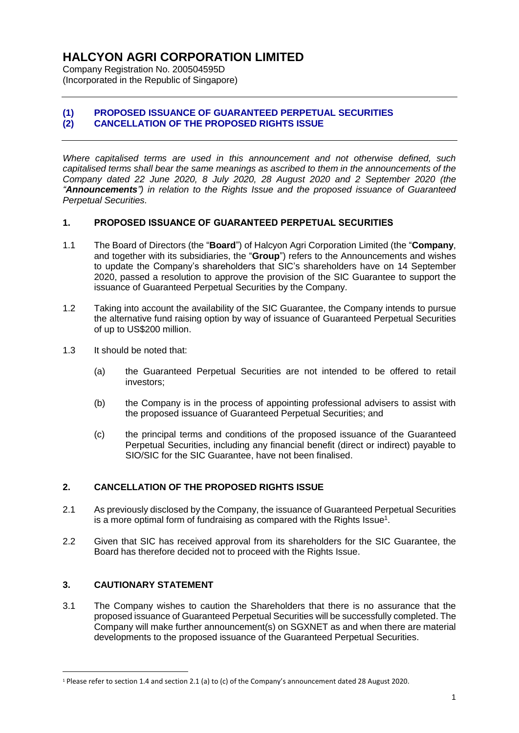# HALCYON AGRI CORPORATION LIMITED

Company Registration No. 200504595D
(Incorporated in the Republic of Singapore)

---

## (1) PROPOSED ISSUANCE OF GUARANTEED PERPETUAL SECURITIES
## (2) CANCELLATION OF THE PROPOSED RIGHTS ISSUE

---

*Where capitalised terms are used in this announcement and not otherwise defined, such capitalised terms shall bear the same meanings as ascribed to them in the announcements of the Company dated 22 June 2020, 8 July 2020, 28 August 2020 and 2 September 2020 (the "**Announcements**") in relation to the Rights Issue and the proposed issuance of Guaranteed Perpetual Securities.*

### 1. PROPOSED ISSUANCE OF GUARANTEED PERPETUAL SECURITIES

1.1 The Board of Directors (the "**Board**") of Halcyon Agri Corporation Limited (the "**Company**, and together with its subsidiaries, the "**Group**") refers to the Announcements and wishes to update the Company's shareholders that SIC's shareholders have on 14 September 2020, passed a resolution to approve the provision of the SIC Guarantee to support the issuance of Guaranteed Perpetual Securities by the Company.

1.2 Taking into account the availability of the SIC Guarantee, the Company intends to pursue the alternative fund raising option by way of issuance of Guaranteed Perpetual Securities of up to US$200 million.

1.3 It should be noted that:

(a) the Guaranteed Perpetual Securities are not intended to be offered to retail investors;

(b) the Company is in the process of appointing professional advisers to assist with the proposed issuance of Guaranteed Perpetual Securities; and

(c) the principal terms and conditions of the proposed issuance of the Guaranteed Perpetual Securities, including any financial benefit (direct or indirect) payable to SIO/SIC for the SIC Guarantee, have not been finalised.

### 2. CANCELLATION OF THE PROPOSED RIGHTS ISSUE

2.1 As previously disclosed by the Company, the issuance of Guaranteed Perpetual Securities is a more optimal form of fundraising as compared with the Rights Issue[1].

2.2 Given that SIC has received approval from its shareholders for the SIC Guarantee, the Board has therefore decided not to proceed with the Rights Issue.

### 3. CAUTIONARY STATEMENT

3.1 The Company wishes to caution the Shareholders that there is no assurance that the proposed issuance of Guaranteed Perpetual Securities will be successfully completed. The Company will make further announcement(s) on SGXNET as and when there are material developments to the proposed issuance of the Guaranteed Perpetual Securities.

---

[1] Please refer to section 1.4 and section 2.1 (a) to (c) of the Company's announcement dated 28 August 2020.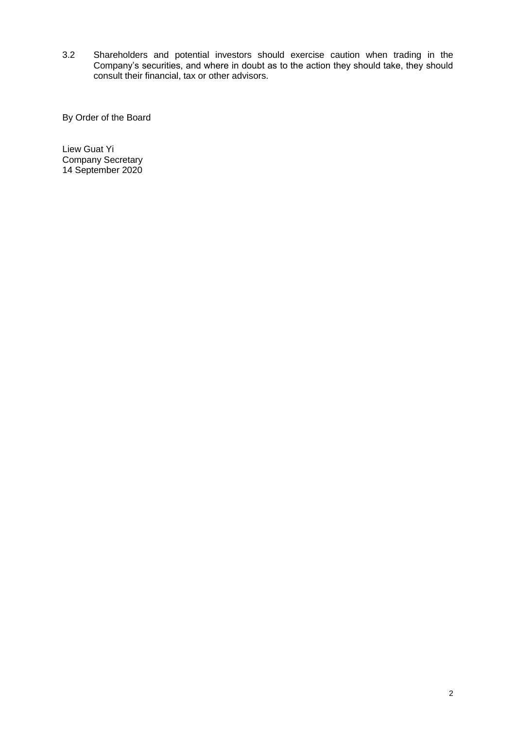3.2 Shareholders and potential investors should exercise caution when trading in the Company's securities, and where in doubt as to the action they should take, they should consult their financial, tax or other advisors.

By Order of the Board

Liew Guat Yi
Company Secretary
14 September 2020